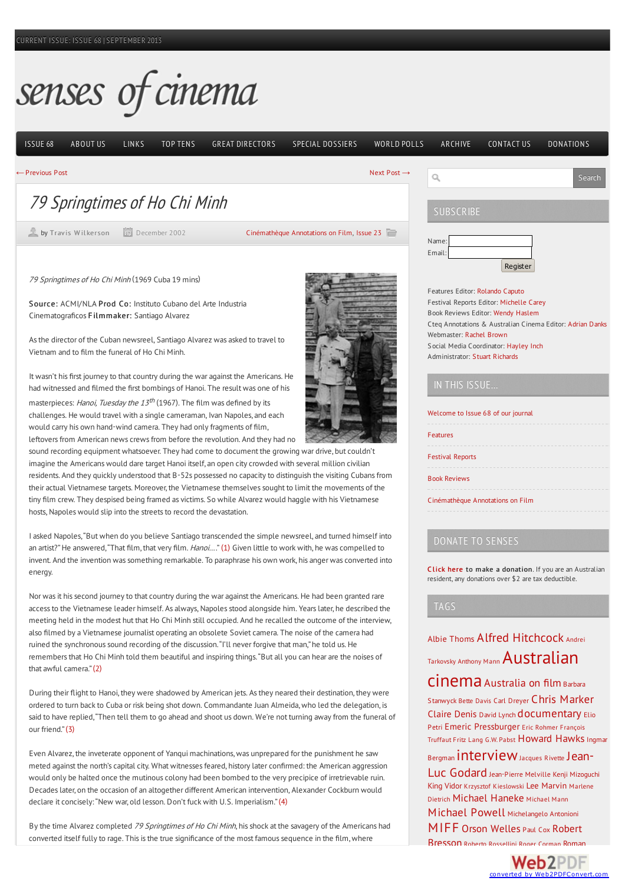# 79 Springtimes of Ho Chi Minh

by Travis Wilkerson · December 2002 · Cinémathèque Annotations on Film, Issue 23

*79 Springtimes of Ho Chi Minh* (1969 Cuba 19 mins)

**Source:** ACMI/NLA **Prod Co:** Instituto Cubano del Arte Industria Cinematograficos **Filmmaker:** Santiago Alvarez

As the director of the Cuban newsreel, Santiago Alvarez was asked to travel to Vietnam and to film the funeral of Ho Chi Minh.

It wasn't his first journey to that country during the war against the Americans. He had witnessed and filmed the first bombings of Hanoi. The result was one of his masterpieces: *Hanoi, Tuesday the 13th* (1967). The film was defined by its challenges. He would travel with a single cameraman, Ivan Napoles, and each would carry his own hand-wind camera. They had only fragments of film, leftovers from American news crews from before the revolution. And they had no sound recording equipment whatsoever. They had come to document the growing war drive, but couldn't imagine the Americans would dare target Hanoi itself, an open city crowded with several million civilian residents. And they quickly understood that B-52s possessed no capacity to distinguish the visiting Cubans from their actual Vietnamese targets. Moreover, the Vietnamese themselves sought to limit the movements of the tiny film crew. They despised being framed as victims. So while Alvarez would haggle with his Vietnamese hosts, Napoles would slip into the streets to record the devastation.

I asked Napoles, "But when do you believe Santiago transcended the simple newsreel, and turned himself into an artist?" He answered, "That film, that very film. *Hanoi*…" (1) Given little to work with, he was compelled to invent. And the invention was something remarkable. To paraphrase his own work, his anger was converted into energy.

Nor was it his second journey to that country during the war against the Americans. He had been granted rare access to the Vietnamese leader himself. As always, Napoles stood alongside him. Years later, he described the meeting held in the modest hut that Ho Chi Minh still occupied. And he recalled the outcome of the interview, also filmed by a Vietnamese journalist operating an obsolete Soviet camera. The noise of the camera had ruined the synchronous sound recording of the discussion. "I'll never forgive that man," he told us. He remembers that Ho Chi Minh told them beautiful and inspiring things. "But all you can hear are the noises of that awful camera." (2)

During their flight to Hanoi, they were shadowed by American jets. As they neared their destination, they were ordered to turn back to Cuba or risk being shot down. Commandante Juan Almeida, who led the delegation, is said to have replied, "Then tell them to go ahead and shoot us down. We're not turning away from the funeral of our friend." (3)

Even Alvarez, the inveterate opponent of Yanqui machinations, was unprepared for the punishment he saw meted against the north's capital city. What witnesses feared, history later confirmed: the American aggression would only be halted once the mutinous colony had been bombed to the very precipice of irretrievable ruin. Decades later, on the occasion of an altogether different American intervention, Alexander Cockburn would declare it concisely: "New war, old lesson. Don't fuck with U.S. Imperialism." (4)

By the time Alvarez completed *79 Springtimes of Ho Chi Minh*, his shock at the savagery of the Americans had converted itself fully to rage. This is the true significance of the most famous sequence in the film, where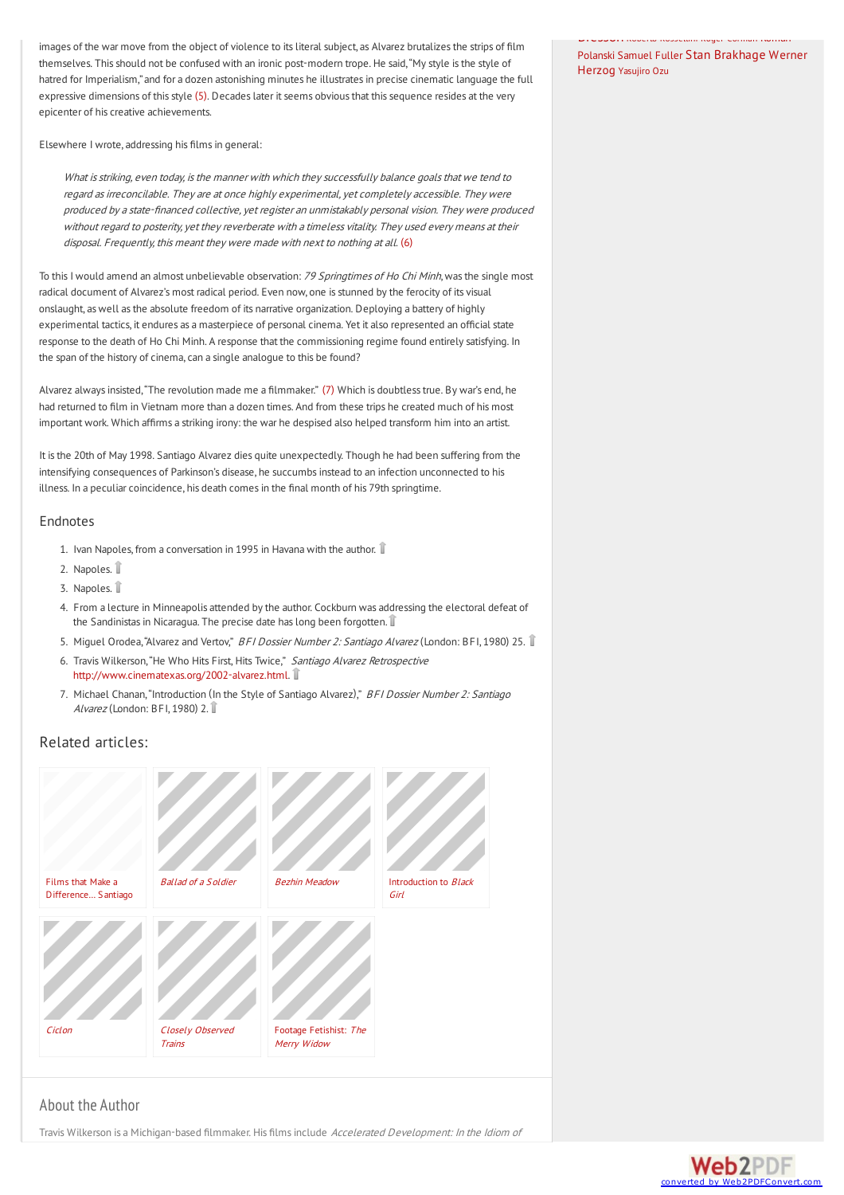images of the war move from the object of violence to its literal subject, as Alvarez brutalizes the strips of film themselves. This should not be confused with an ironic post-modern trope. He said, "My style is the style of hatred for Imperialism," and for a dozen astonishing minutes he illustrates in precise cinematic language the full expressive dimensions of this style (5). Decades later it seems obvious that this sequence resides at the very epicenter of his creative achievements.

Elsewhere I wrote, addressing his films in general:

> *What is striking, even today, is the manner with which they successfully balance goals that we tend to regard as irreconcilable. They are at once highly experimental, yet completely accessible. They were produced by a state-financed collective, yet register an unmistakably personal vision. They were produced without regard to posterity, yet they reverberate with a timeless vitality. They used every means at their disposal. Frequently, this meant they were made with next to nothing at all.* (6)

To this I would amend an almost unbelievable observation: *79 Springtimes of Ho Chi Minh*, was the single most radical document of Alvarez's most radical period. Even now, one is stunned by the ferocity of its visual onslaught, as well as the absolute freedom of its narrative organization. Deploying a battery of highly experimental tactics, it endures as a masterpiece of personal cinema. Yet it also represented an official state response to the death of Ho Chi Minh. A response that the commissioning regime found entirely satisfying. In the span of the history of cinema, can a single analogue to this be found?

Alvarez always insisted, "The revolution made me a filmmaker." (7) Which is doubtless true. By war's end, he had returned to film in Vietnam more than a dozen times. And from these trips he created much of his most important work. Which affirms a striking irony: the war he despised also helped transform him into an artist.

It is the 20th of May 1998. Santiago Alvarez dies quite unexpectedly. Though he had been suffering from the intensifying consequences of Parkinson's disease, he succumbs instead to an infection unconnected to his illness. In a peculiar coincidence, his death comes in the final month of his 79th springtime.

## Endnotes

1. Ivan Napoles, from a conversation in 1995 in Havana with the author.
2. Napoles.
3. Napoles.
4. From a lecture in Minneapolis attended by the author. Cockburn was addressing the electoral defeat of the Sandinistas in Nicaragua. The precise date has long been forgotten.
5. Miguel Orodea, "Alvarez and Vertov," *BFI Dossier Number 2: Santiago Alvarez* (London: BFI, 1980) 25.
6. Travis Wilkerson, "He Who Hits First, Hits Twice," *Santiago Alvarez Retrospective* http://www.cinematexas.org/2002-alvarez.html.
7. Michael Chanan, "Introduction (In the Style of Santiago Alvarez)," *BFI Dossier Number 2: Santiago Alvarez* (London: BFI, 1980) 2.

## Related articles:

- Films that Make a Difference... Santiago
- *Ballad of a Soldier*
- *Bezhin Meadow*
- Introduction to *Black Girl*
- *Ciclon*
- *Closely Observed Trains*
- Footage Fetishist: *The Merry Widow*

## About the Author

Travis Wilkerson is a Michigan-based filmmaker. His films include *Accelerated Development: In the Idiom of*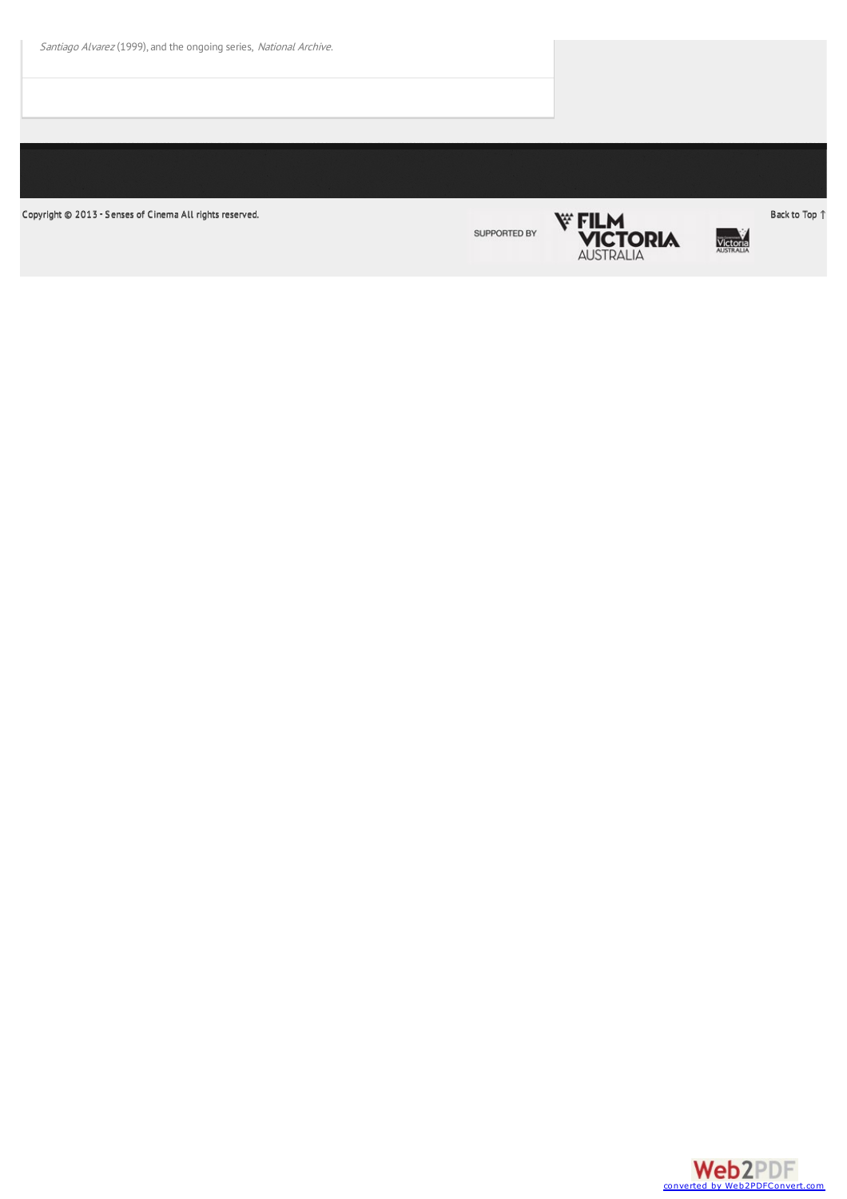*Santiago Alvarez* (1999), and the ongoing series, *National Archive*.

Copyright © 2013 - Senses of Cinema All rights reserved.

Back to Top ↑